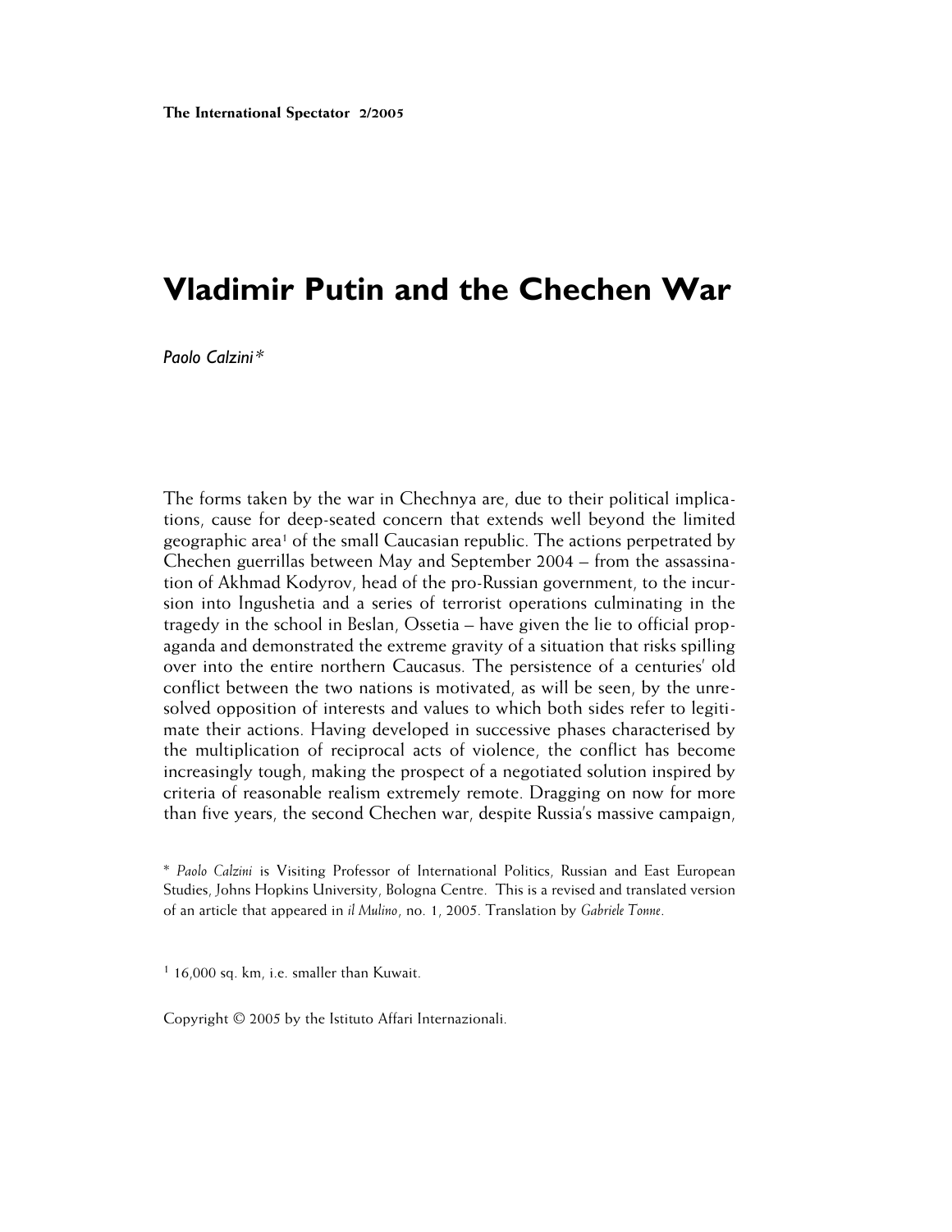# Vladimir Putin and the Chechen War

*Paolo Calzini\**

The forms taken by the war in Chechnya are, due to their political implications, cause for deep-seated concern that extends well beyond the limited geographic area[1] of the small Caucasian republic. The actions perpetrated by Chechen guerrillas between May and September 2004 – from the assassination of Akhmad Kodyrov, head of the pro-Russian government, to the incursion into Ingushetia and a series of terrorist operations culminating in the tragedy in the school in Beslan, Ossetia – have given the lie to official propaganda and demonstrated the extreme gravity of a situation that risks spilling over into the entire northern Caucasus. The persistence of a centuries' old conflict between the two nations is motivated, as will be seen, by the unresolved opposition of interests and values to which both sides refer to legitimate their actions. Having developed in successive phases characterised by the multiplication of reciprocal acts of violence, the conflict has become increasingly tough, making the prospect of a negotiated solution inspired by criteria of reasonable realism extremely remote. Dragging on now for more than five years, the second Chechen war, despite Russia's massive campaign,

\* *Paolo Calzini* is Visiting Professor of International Politics, Russian and East European Studies, Johns Hopkins University, Bologna Centre. This is a revised and translated version of an article that appeared in *il Mulino*, no. 1, 2005. Translation by *Gabriele Tonne*.

[1] 16,000 sq. km, i.e. smaller than Kuwait.

Copyright © 2005 by the Istituto Affari Internazionali.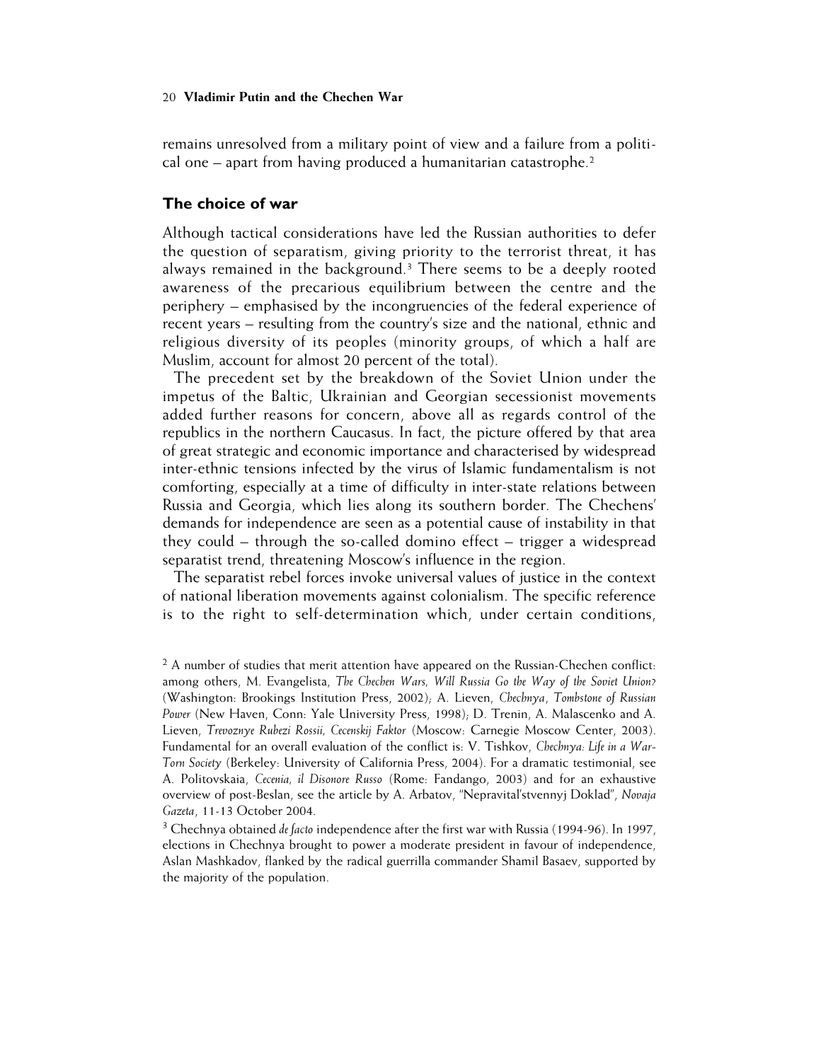remains unresolved from a military point of view and a failure from a political one – apart from having produced a humanitarian catastrophe.[2]

## The choice of war

Although tactical considerations have led the Russian authorities to defer the question of separatism, giving priority to the terrorist threat, it has always remained in the background.[3] There seems to be a deeply rooted awareness of the precarious equilibrium between the centre and the periphery – emphasised by the incongruencies of the federal experience of recent years – resulting from the country's size and the national, ethnic and religious diversity of its peoples (minority groups, of which a half are Muslim, account for almost 20 percent of the total).

The precedent set by the breakdown of the Soviet Union under the impetus of the Baltic, Ukrainian and Georgian secessionist movements added further reasons for concern, above all as regards control of the republics in the northern Caucasus. In fact, the picture offered by that area of great strategic and economic importance and characterised by widespread inter-ethnic tensions infected by the virus of Islamic fundamentalism is not comforting, especially at a time of difficulty in inter-state relations between Russia and Georgia, which lies along its southern border. The Chechens' demands for independence are seen as a potential cause of instability in that they could – through the so-called domino effect – trigger a widespread separatist trend, threatening Moscow's influence in the region.

The separatist rebel forces invoke universal values of justice in the context of national liberation movements against colonialism. The specific reference is to the right to self-determination which, under certain conditions,

[2] A number of studies that merit attention have appeared on the Russian-Chechen conflict: among others, M. Evangelista, *The Chechen Wars, Will Russia Go the Way of the Soviet Union?* (Washington: Brookings Institution Press, 2002); A. Lieven, *Chechnya, Tombstone of Russian Power* (New Haven, Conn: Yale University Press, 1998); D. Trenin, A. Malascenko and A. Lieven, *Trevoznye Rubezi Rossii, Cecenskij Faktor* (Moscow: Carnegie Moscow Center, 2003). Fundamental for an overall evaluation of the conflict is: V. Tishkov, *Chechnya: Life in a War-Torn Society* (Berkeley: University of California Press, 2004). For a dramatic testimonial, see A. Politovskaia, *Cecenia, il Disonore Russo* (Rome: Fandango, 2003) and for an exhaustive overview of post-Beslan, see the article by A. Arbatov, "Nepravital'stvennyj Doklad", *Novaja Gazeta*, 11-13 October 2004.

[3] Chechnya obtained *de facto* independence after the first war with Russia (1994-96). In 1997, elections in Chechnya brought to power a moderate president in favour of independence, Aslan Mashkadov, flanked by the radical guerrilla commander Shamil Basaev, supported by the majority of the population.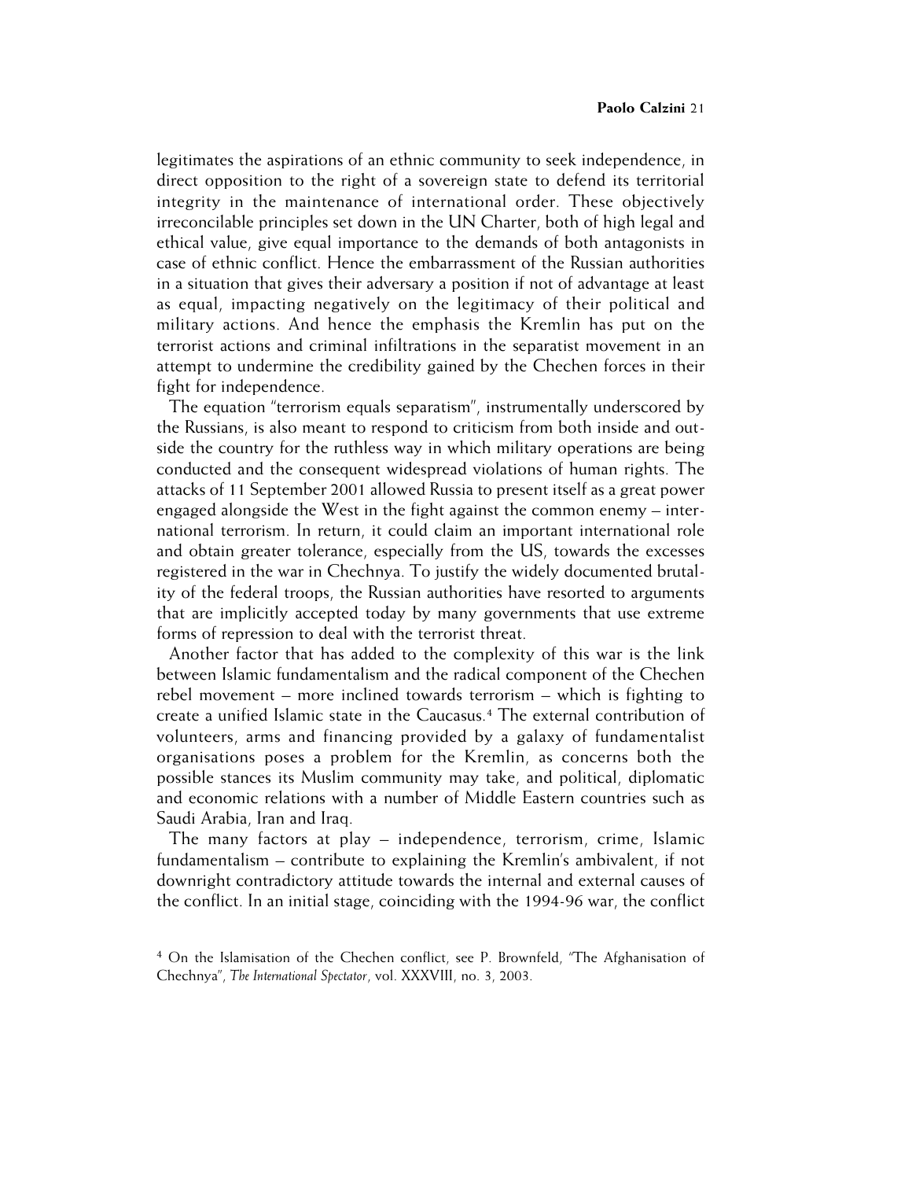legitimates the aspirations of an ethnic community to seek independence, in direct opposition to the right of a sovereign state to defend its territorial integrity in the maintenance of international order. These objectively irreconcilable principles set down in the UN Charter, both of high legal and ethical value, give equal importance to the demands of both antagonists in case of ethnic conflict. Hence the embarrassment of the Russian authorities in a situation that gives their adversary a position if not of advantage at least as equal, impacting negatively on the legitimacy of their political and military actions. And hence the emphasis the Kremlin has put on the terrorist actions and criminal infiltrations in the separatist movement in an attempt to undermine the credibility gained by the Chechen forces in their fight for independence.

The equation "terrorism equals separatism", instrumentally underscored by the Russians, is also meant to respond to criticism from both inside and outside the country for the ruthless way in which military operations are being conducted and the consequent widespread violations of human rights. The attacks of 11 September 2001 allowed Russia to present itself as a great power engaged alongside the West in the fight against the common enemy – international terrorism. In return, it could claim an important international role and obtain greater tolerance, especially from the US, towards the excesses registered in the war in Chechnya. To justify the widely documented brutality of the federal troops, the Russian authorities have resorted to arguments that are implicitly accepted today by many governments that use extreme forms of repression to deal with the terrorist threat.

Another factor that has added to the complexity of this war is the link between Islamic fundamentalism and the radical component of the Chechen rebel movement – more inclined towards terrorism – which is fighting to create a unified Islamic state in the Caucasus.[4] The external contribution of volunteers, arms and financing provided by a galaxy of fundamentalist organisations poses a problem for the Kremlin, as concerns both the possible stances its Muslim community may take, and political, diplomatic and economic relations with a number of Middle Eastern countries such as Saudi Arabia, Iran and Iraq.

The many factors at play – independence, terrorism, crime, Islamic fundamentalism – contribute to explaining the Kremlin's ambivalent, if not downright contradictory attitude towards the internal and external causes of the conflict. In an initial stage, coinciding with the 1994-96 war, the conflict

[4] On the Islamisation of the Chechen conflict, see P. Brownfeld, "The Afghanisation of Chechnya", *The International Spectator*, vol. XXXVIII, no. 3, 2003.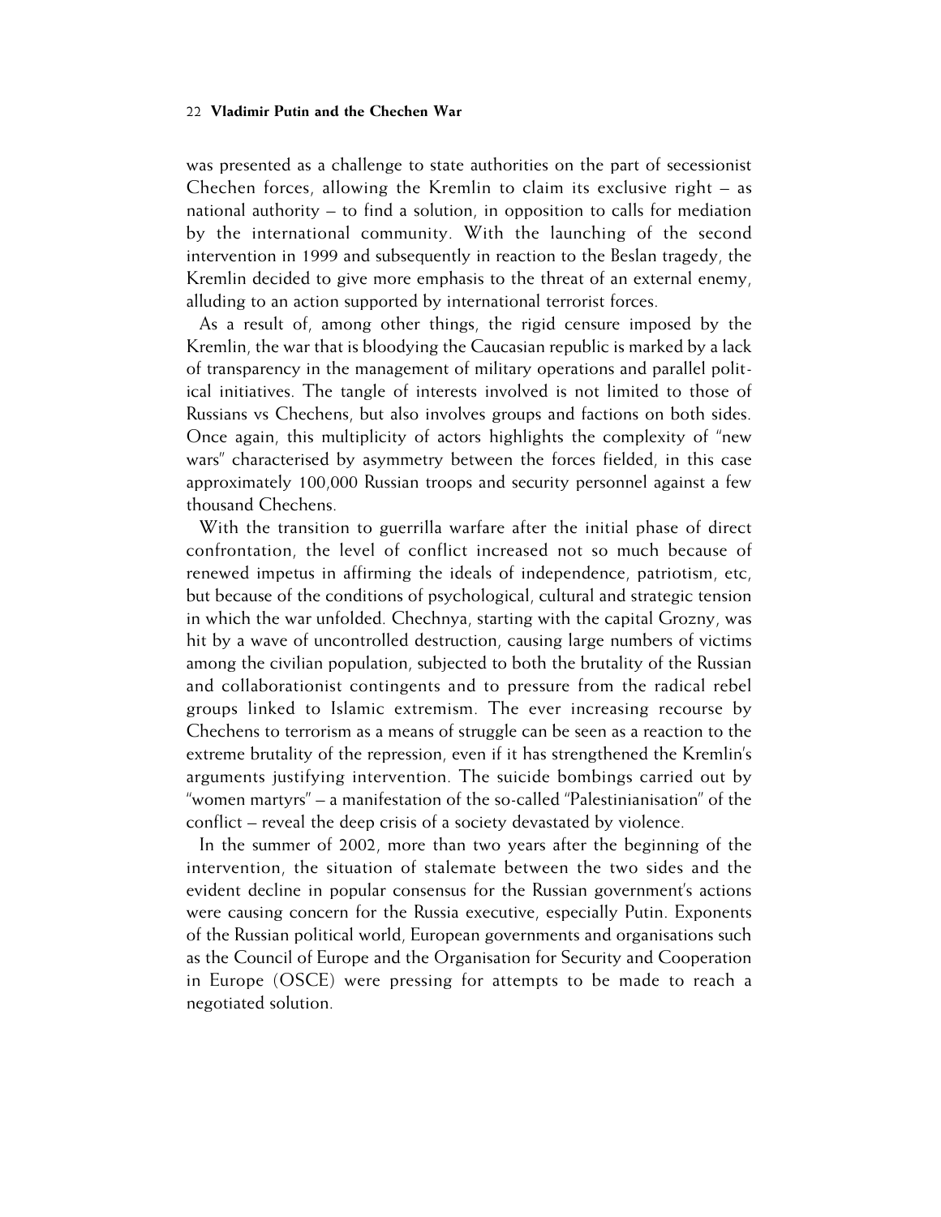was presented as a challenge to state authorities on the part of secessionist Chechen forces, allowing the Kremlin to claim its exclusive right – as national authority – to find a solution, in opposition to calls for mediation by the international community. With the launching of the second intervention in 1999 and subsequently in reaction to the Beslan tragedy, the Kremlin decided to give more emphasis to the threat of an external enemy, alluding to an action supported by international terrorist forces.

As a result of, among other things, the rigid censure imposed by the Kremlin, the war that is bloodying the Caucasian republic is marked by a lack of transparency in the management of military operations and parallel political initiatives. The tangle of interests involved is not limited to those of Russians vs Chechens, but also involves groups and factions on both sides. Once again, this multiplicity of actors highlights the complexity of "new wars" characterised by asymmetry between the forces fielded, in this case approximately 100,000 Russian troops and security personnel against a few thousand Chechens.

With the transition to guerrilla warfare after the initial phase of direct confrontation, the level of conflict increased not so much because of renewed impetus in affirming the ideals of independence, patriotism, etc, but because of the conditions of psychological, cultural and strategic tension in which the war unfolded. Chechnya, starting with the capital Grozny, was hit by a wave of uncontrolled destruction, causing large numbers of victims among the civilian population, subjected to both the brutality of the Russian and collaborationist contingents and to pressure from the radical rebel groups linked to Islamic extremism. The ever increasing recourse by Chechens to terrorism as a means of struggle can be seen as a reaction to the extreme brutality of the repression, even if it has strengthened the Kremlin's arguments justifying intervention. The suicide bombings carried out by "women martyrs" – a manifestation of the so-called "Palestinianisation" of the conflict – reveal the deep crisis of a society devastated by violence.

In the summer of 2002, more than two years after the beginning of the intervention, the situation of stalemate between the two sides and the evident decline in popular consensus for the Russian government's actions were causing concern for the Russia executive, especially Putin. Exponents of the Russian political world, European governments and organisations such as the Council of Europe and the Organisation for Security and Cooperation in Europe (OSCE) were pressing for attempts to be made to reach a negotiated solution.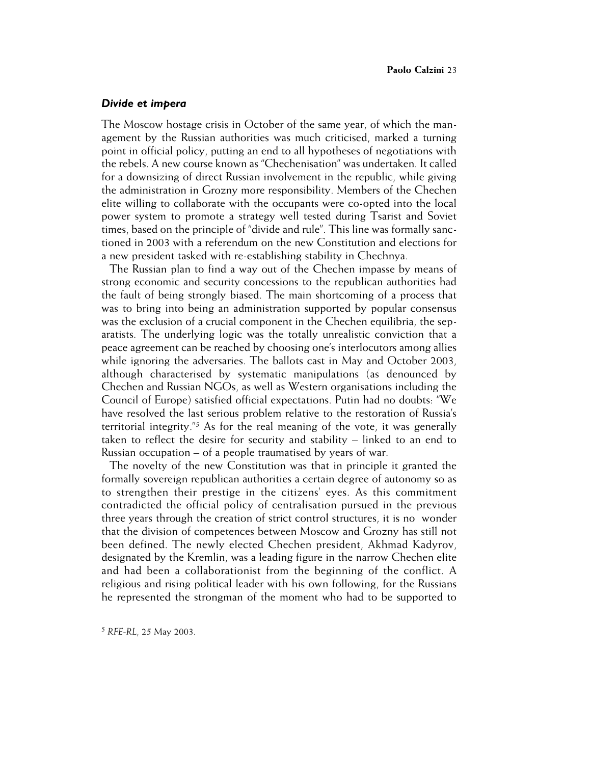### *Divide et impera*

The Moscow hostage crisis in October of the same year, of which the management by the Russian authorities was much criticised, marked a turning point in official policy, putting an end to all hypotheses of negotiations with the rebels. A new course known as "Chechenisation" was undertaken. It called for a downsizing of direct Russian involvement in the republic, while giving the administration in Grozny more responsibility. Members of the Chechen elite willing to collaborate with the occupants were co-opted into the local power system to promote a strategy well tested during Tsarist and Soviet times, based on the principle of "divide and rule". This line was formally sanctioned in 2003 with a referendum on the new Constitution and elections for a new president tasked with re-establishing stability in Chechnya.

The Russian plan to find a way out of the Chechen impasse by means of strong economic and security concessions to the republican authorities had the fault of being strongly biased. The main shortcoming of a process that was to bring into being an administration supported by popular consensus was the exclusion of a crucial component in the Chechen equilibria, the separatists. The underlying logic was the totally unrealistic conviction that a peace agreement can be reached by choosing one's interlocutors among allies while ignoring the adversaries. The ballots cast in May and October 2003, although characterised by systematic manipulations (as denounced by Chechen and Russian NGOs, as well as Western organisations including the Council of Europe) satisfied official expectations. Putin had no doubts: "We have resolved the last serious problem relative to the restoration of Russia's territorial integrity."[5] As for the real meaning of the vote, it was generally taken to reflect the desire for security and stability – linked to an end to Russian occupation – of a people traumatised by years of war.

The novelty of the new Constitution was that in principle it granted the formally sovereign republican authorities a certain degree of autonomy so as to strengthen their prestige in the citizens' eyes. As this commitment contradicted the official policy of centralisation pursued in the previous three years through the creation of strict control structures, it is no wonder that the division of competences between Moscow and Grozny has still not been defined. The newly elected Chechen president, Akhmad Kadyrov, designated by the Kremlin, was a leading figure in the narrow Chechen elite and had been a collaborationist from the beginning of the conflict. A religious and rising political leader with his own following, for the Russians he represented the strongman of the moment who had to be supported to

[5] *RFE-RL*, 25 May 2003.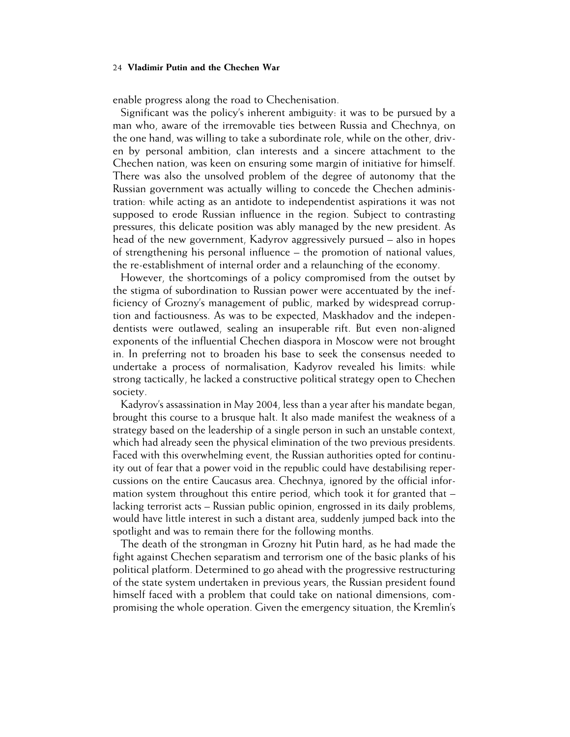enable progress along the road to Chechenisation.

Significant was the policy's inherent ambiguity: it was to be pursued by a man who, aware of the irremovable ties between Russia and Chechnya, on the one hand, was willing to take a subordinate role, while on the other, driven by personal ambition, clan interests and a sincere attachment to the Chechen nation, was keen on ensuring some margin of initiative for himself. There was also the unsolved problem of the degree of autonomy that the Russian government was actually willing to concede the Chechen administration: while acting as an antidote to independentist aspirations it was not supposed to erode Russian influence in the region. Subject to contrasting pressures, this delicate position was ably managed by the new president. As head of the new government, Kadyrov aggressively pursued – also in hopes of strengthening his personal influence – the promotion of national values, the re-establishment of internal order and a relaunching of the economy.

However, the shortcomings of a policy compromised from the outset by the stigma of subordination to Russian power were accentuated by the inefficiency of Grozny's management of public, marked by widespread corruption and factiousness. As was to be expected, Maskhadov and the independentists were outlawed, sealing an insuperable rift. But even non-aligned exponents of the influential Chechen diaspora in Moscow were not brought in. In preferring not to broaden his base to seek the consensus needed to undertake a process of normalisation, Kadyrov revealed his limits: while strong tactically, he lacked a constructive political strategy open to Chechen society.

Kadyrov's assassination in May 2004, less than a year after his mandate began, brought this course to a brusque halt. It also made manifest the weakness of a strategy based on the leadership of a single person in such an unstable context, which had already seen the physical elimination of the two previous presidents. Faced with this overwhelming event, the Russian authorities opted for continuity out of fear that a power void in the republic could have destabilising repercussions on the entire Caucasus area. Chechnya, ignored by the official information system throughout this entire period, which took it for granted that – lacking terrorist acts – Russian public opinion, engrossed in its daily problems, would have little interest in such a distant area, suddenly jumped back into the spotlight and was to remain there for the following months.

The death of the strongman in Grozny hit Putin hard, as he had made the fight against Chechen separatism and terrorism one of the basic planks of his political platform. Determined to go ahead with the progressive restructuring of the state system undertaken in previous years, the Russian president found himself faced with a problem that could take on national dimensions, compromising the whole operation. Given the emergency situation, the Kremlin's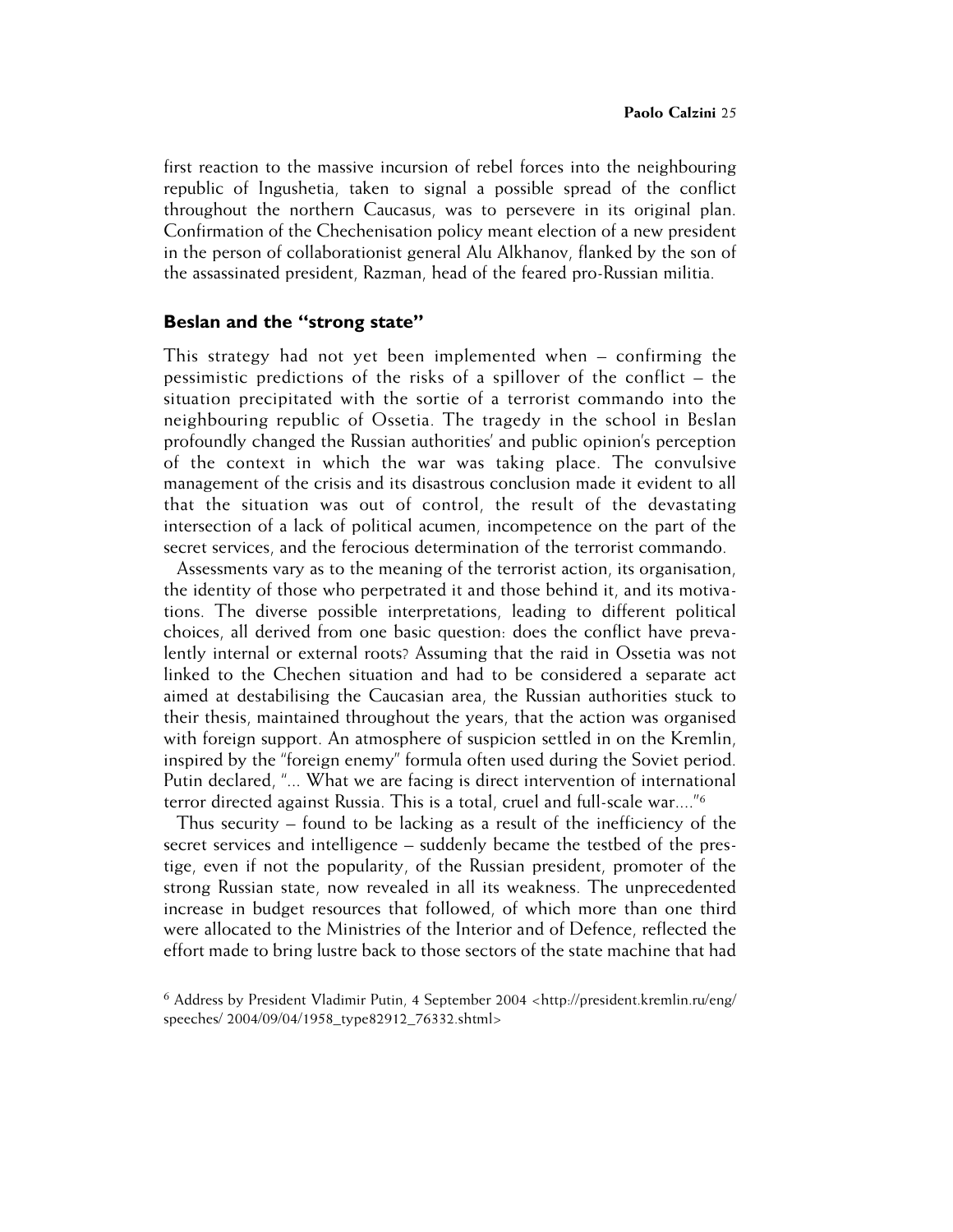first reaction to the massive incursion of rebel forces into the neighbouring republic of Ingushetia, taken to signal a possible spread of the conflict throughout the northern Caucasus, was to persevere in its original plan. Confirmation of the Chechenisation policy meant election of a new president in the person of collaborationist general Alu Alkhanov, flanked by the son of the assassinated president, Razman, head of the feared pro-Russian militia.

## Beslan and the "strong state"

This strategy had not yet been implemented when – confirming the pessimistic predictions of the risks of a spillover of the conflict – the situation precipitated with the sortie of a terrorist commando into the neighbouring republic of Ossetia. The tragedy in the school in Beslan profoundly changed the Russian authorities' and public opinion's perception of the context in which the war was taking place. The convulsive management of the crisis and its disastrous conclusion made it evident to all that the situation was out of control, the result of the devastating intersection of a lack of political acumen, incompetence on the part of the secret services, and the ferocious determination of the terrorist commando.

Assessments vary as to the meaning of the terrorist action, its organisation, the identity of those who perpetrated it and those behind it, and its motivations. The diverse possible interpretations, leading to different political choices, all derived from one basic question: does the conflict have prevalently internal or external roots? Assuming that the raid in Ossetia was not linked to the Chechen situation and had to be considered a separate act aimed at destabilising the Caucasian area, the Russian authorities stuck to their thesis, maintained throughout the years, that the action was organised with foreign support. An atmosphere of suspicion settled in on the Kremlin, inspired by the "foreign enemy" formula often used during the Soviet period. Putin declared, "... What we are facing is direct intervention of international terror directed against Russia. This is a total, cruel and full-scale war...."[6]

Thus security – found to be lacking as a result of the inefficiency of the secret services and intelligence – suddenly became the testbed of the prestige, even if not the popularity, of the Russian president, promoter of the strong Russian state, now revealed in all its weakness. The unprecedented increase in budget resources that followed, of which more than one third were allocated to the Ministries of the Interior and of Defence, reflected the effort made to bring lustre back to those sectors of the state machine that had

[6] Address by President Vladimir Putin, 4 September 2004 <http://president.kremlin.ru/eng/speeches/ 2004/09/04/1958_type82912_76332.shtml>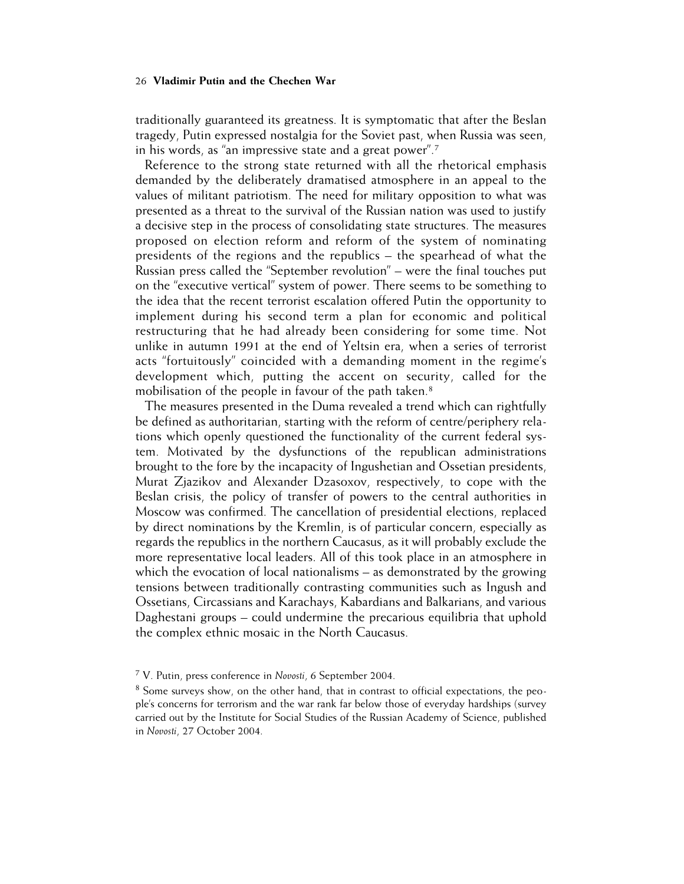traditionally guaranteed its greatness. It is symptomatic that after the Beslan tragedy, Putin expressed nostalgia for the Soviet past, when Russia was seen, in his words, as "an impressive state and a great power".[7]

Reference to the strong state returned with all the rhetorical emphasis demanded by the deliberately dramatised atmosphere in an appeal to the values of militant patriotism. The need for military opposition to what was presented as a threat to the survival of the Russian nation was used to justify a decisive step in the process of consolidating state structures. The measures proposed on election reform and reform of the system of nominating presidents of the regions and the republics – the spearhead of what the Russian press called the "September revolution" – were the final touches put on the "executive vertical" system of power. There seems to be something to the idea that the recent terrorist escalation offered Putin the opportunity to implement during his second term a plan for economic and political restructuring that he had already been considering for some time. Not unlike in autumn 1991 at the end of Yeltsin era, when a series of terrorist acts "fortuitously" coincided with a demanding moment in the regime's development which, putting the accent on security, called for the mobilisation of the people in favour of the path taken.[8]

The measures presented in the Duma revealed a trend which can rightfully be defined as authoritarian, starting with the reform of centre/periphery relations which openly questioned the functionality of the current federal system. Motivated by the dysfunctions of the republican administrations brought to the fore by the incapacity of Ingushetian and Ossetian presidents, Murat Zjazikov and Alexander Dzasoxov, respectively, to cope with the Beslan crisis, the policy of transfer of powers to the central authorities in Moscow was confirmed. The cancellation of presidential elections, replaced by direct nominations by the Kremlin, is of particular concern, especially as regards the republics in the northern Caucasus, as it will probably exclude the more representative local leaders. All of this took place in an atmosphere in which the evocation of local nationalisms – as demonstrated by the growing tensions between traditionally contrasting communities such as Ingush and Ossetians, Circassians and Karachays, Kabardians and Balkarians, and various Daghestani groups – could undermine the precarious equilibria that uphold the complex ethnic mosaic in the North Caucasus.

[7] V. Putin, press conference in *Novosti*, 6 September 2004.

[8] Some surveys show, on the other hand, that in contrast to official expectations, the people's concerns for terrorism and the war rank far below those of everyday hardships (survey carried out by the Institute for Social Studies of the Russian Academy of Science, published in *Novosti*, 27 October 2004.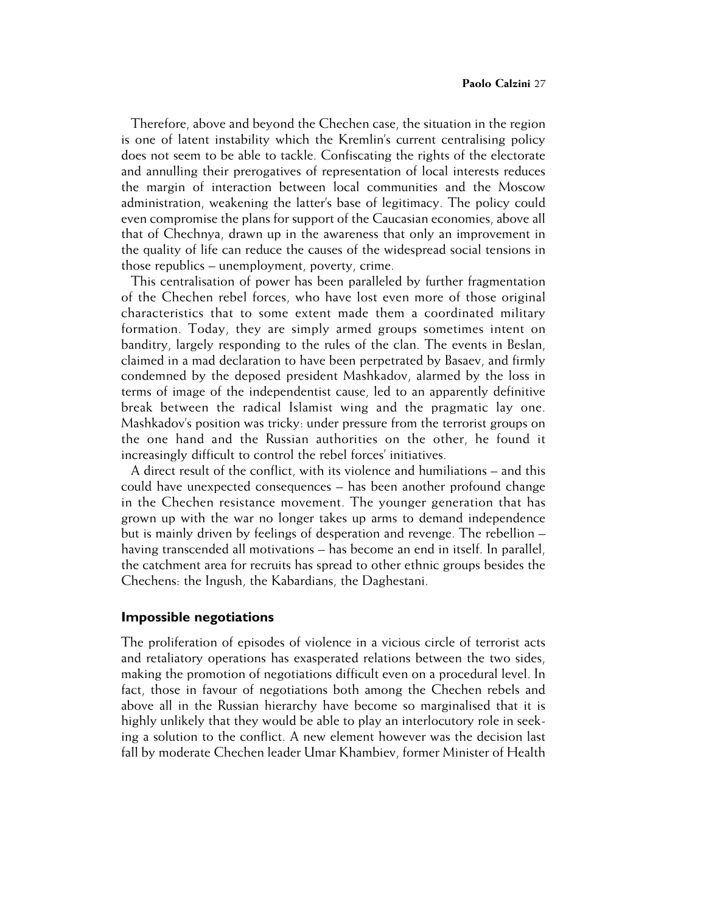Therefore, above and beyond the Chechen case, the situation in the region is one of latent instability which the Kremlin's current centralising policy does not seem to be able to tackle. Confiscating the rights of the electorate and annulling their prerogatives of representation of local interests reduces the margin of interaction between local communities and the Moscow administration, weakening the latter's base of legitimacy. The policy could even compromise the plans for support of the Caucasian economies, above all that of Chechnya, drawn up in the awareness that only an improvement in the quality of life can reduce the causes of the widespread social tensions in those republics – unemployment, poverty, crime.

This centralisation of power has been paralleled by further fragmentation of the Chechen rebel forces, who have lost even more of those original characteristics that to some extent made them a coordinated military formation. Today, they are simply armed groups sometimes intent on banditry, largely responding to the rules of the clan. The events in Beslan, claimed in a mad declaration to have been perpetrated by Basaev, and firmly condemned by the deposed president Mashkadov, alarmed by the loss in terms of image of the independentist cause, led to an apparently definitive break between the radical Islamist wing and the pragmatic lay one. Mashkadov's position was tricky: under pressure from the terrorist groups on the one hand and the Russian authorities on the other, he found it increasingly difficult to control the rebel forces' initiatives.

A direct result of the conflict, with its violence and humiliations – and this could have unexpected consequences – has been another profound change in the Chechen resistance movement. The younger generation that has grown up with the war no longer takes up arms to demand independence but is mainly driven by feelings of desperation and revenge. The rebellion – having transcended all motivations – has become an end in itself. In parallel, the catchment area for recruits has spread to other ethnic groups besides the Chechens: the Ingush, the Kabardians, the Daghestani.

## Impossible negotiations

The proliferation of episodes of violence in a vicious circle of terrorist acts and retaliatory operations has exasperated relations between the two sides, making the promotion of negotiations difficult even on a procedural level. In fact, those in favour of negotiations both among the Chechen rebels and above all in the Russian hierarchy have become so marginalised that it is highly unlikely that they would be able to play an interlocutory role in seeking a solution to the conflict. A new element however was the decision last fall by moderate Chechen leader Umar Khambiev, former Minister of Health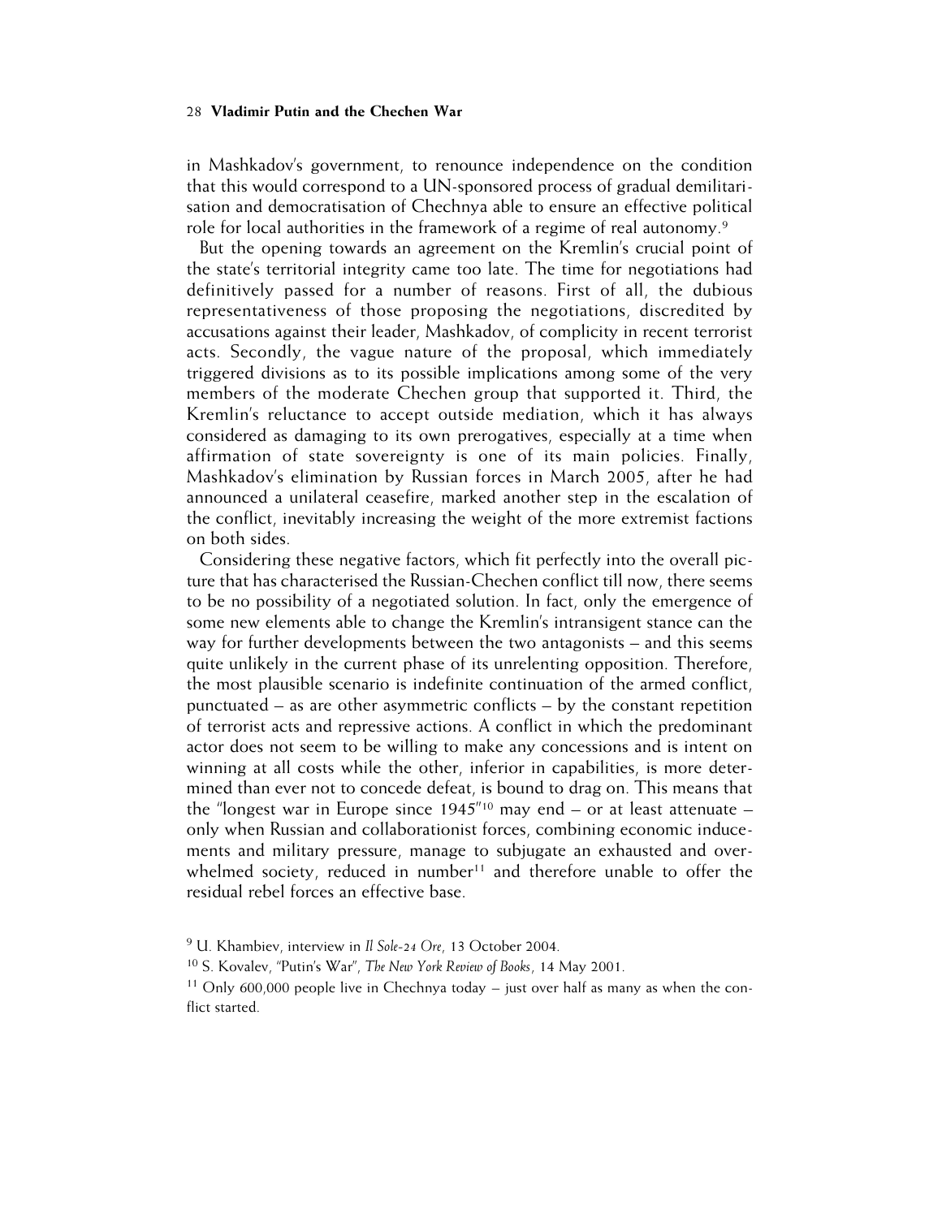in Mashkadov's government, to renounce independence on the condition that this would correspond to a UN-sponsored process of gradual demilitarisation and democratisation of Chechnya able to ensure an effective political role for local authorities in the framework of a regime of real autonomy.[9]

But the opening towards an agreement on the Kremlin's crucial point of the state's territorial integrity came too late. The time for negotiations had definitively passed for a number of reasons. First of all, the dubious representativeness of those proposing the negotiations, discredited by accusations against their leader, Mashkadov, of complicity in recent terrorist acts. Secondly, the vague nature of the proposal, which immediately triggered divisions as to its possible implications among some of the very members of the moderate Chechen group that supported it. Third, the Kremlin's reluctance to accept outside mediation, which it has always considered as damaging to its own prerogatives, especially at a time when affirmation of state sovereignty is one of its main policies. Finally, Mashkadov's elimination by Russian forces in March 2005, after he had announced a unilateral ceasefire, marked another step in the escalation of the conflict, inevitably increasing the weight of the more extremist factions on both sides.

Considering these negative factors, which fit perfectly into the overall picture that has characterised the Russian-Chechen conflict till now, there seems to be no possibility of a negotiated solution. In fact, only the emergence of some new elements able to change the Kremlin's intransigent stance can the way for further developments between the two antagonists – and this seems quite unlikely in the current phase of its unrelenting opposition. Therefore, the most plausible scenario is indefinite continuation of the armed conflict, punctuated – as are other asymmetric conflicts – by the constant repetition of terrorist acts and repressive actions. A conflict in which the predominant actor does not seem to be willing to make any concessions and is intent on winning at all costs while the other, inferior in capabilities, is more determined than ever not to concede defeat, is bound to drag on. This means that the "longest war in Europe since 1945"[10] may end – or at least attenuate – only when Russian and collaborationist forces, combining economic inducements and military pressure, manage to subjugate an exhausted and overwhelmed society, reduced in number[11] and therefore unable to offer the residual rebel forces an effective base.

[9] U. Khambiev, interview in *Il Sole-24 Ore*, 13 October 2004.

[10] S. Kovalev, "Putin's War", *The New York Review of Books*, 14 May 2001.

[11] Only 600,000 people live in Chechnya today – just over half as many as when the conflict started.